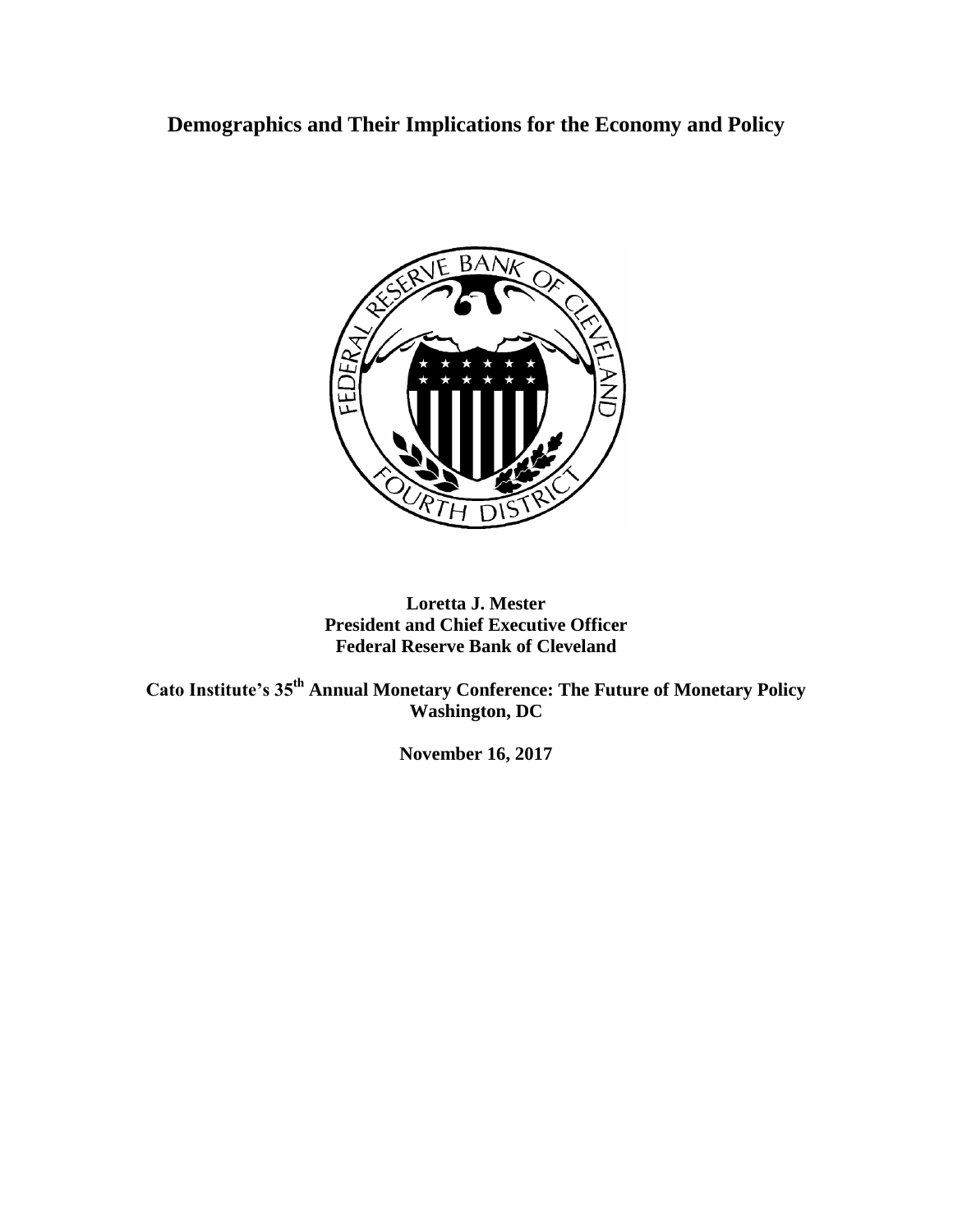# Demographics and Their Implications for the Economy and Policy

**Loretta J. Mester**
**President and Chief Executive Officer**
**Federal Reserve Bank of Cleveland**

**Cato Institute's 35th Annual Monetary Conference: The Future of Monetary Policy**
**Washington, DC**

**November 16, 2017**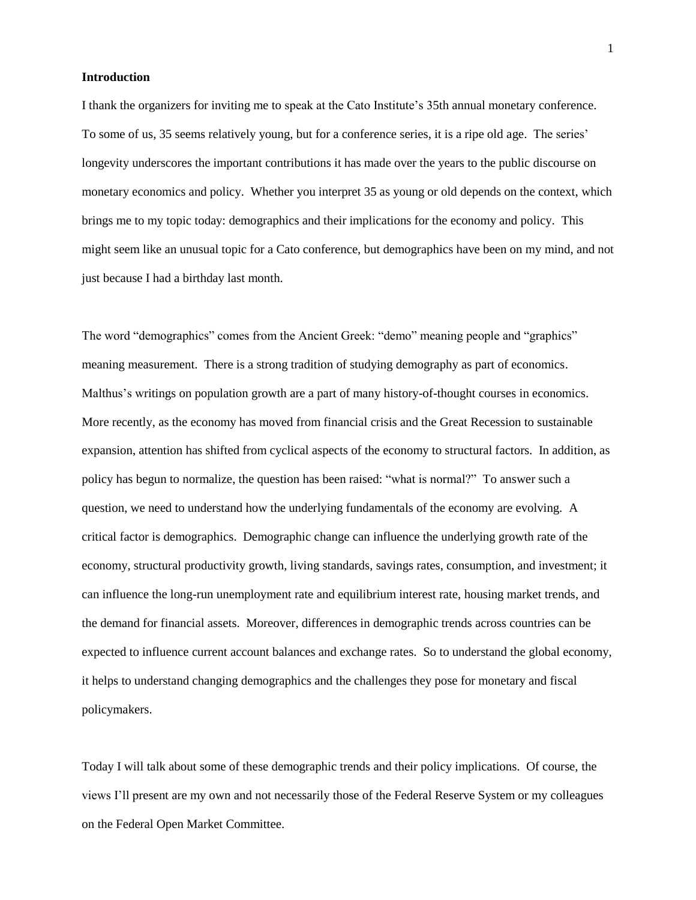**Introduction**

I thank the organizers for inviting me to speak at the Cato Institute's 35th annual monetary conference. To some of us, 35 seems relatively young, but for a conference series, it is a ripe old age. The series' longevity underscores the important contributions it has made over the years to the public discourse on monetary economics and policy. Whether you interpret 35 as young or old depends on the context, which brings me to my topic today: demographics and their implications for the economy and policy. This might seem like an unusual topic for a Cato conference, but demographics have been on my mind, and not just because I had a birthday last month.

The word "demographics" comes from the Ancient Greek: "demo" meaning people and "graphics" meaning measurement. There is a strong tradition of studying demography as part of economics. Malthus's writings on population growth are a part of many history-of-thought courses in economics. More recently, as the economy has moved from financial crisis and the Great Recession to sustainable expansion, attention has shifted from cyclical aspects of the economy to structural factors. In addition, as policy has begun to normalize, the question has been raised: "what is normal?" To answer such a question, we need to understand how the underlying fundamentals of the economy are evolving. A critical factor is demographics. Demographic change can influence the underlying growth rate of the economy, structural productivity growth, living standards, savings rates, consumption, and investment; it can influence the long-run unemployment rate and equilibrium interest rate, housing market trends, and the demand for financial assets. Moreover, differences in demographic trends across countries can be expected to influence current account balances and exchange rates. So to understand the global economy, it helps to understand changing demographics and the challenges they pose for monetary and fiscal policymakers.

Today I will talk about some of these demographic trends and their policy implications. Of course, the views I'll present are my own and not necessarily those of the Federal Reserve System or my colleagues on the Federal Open Market Committee.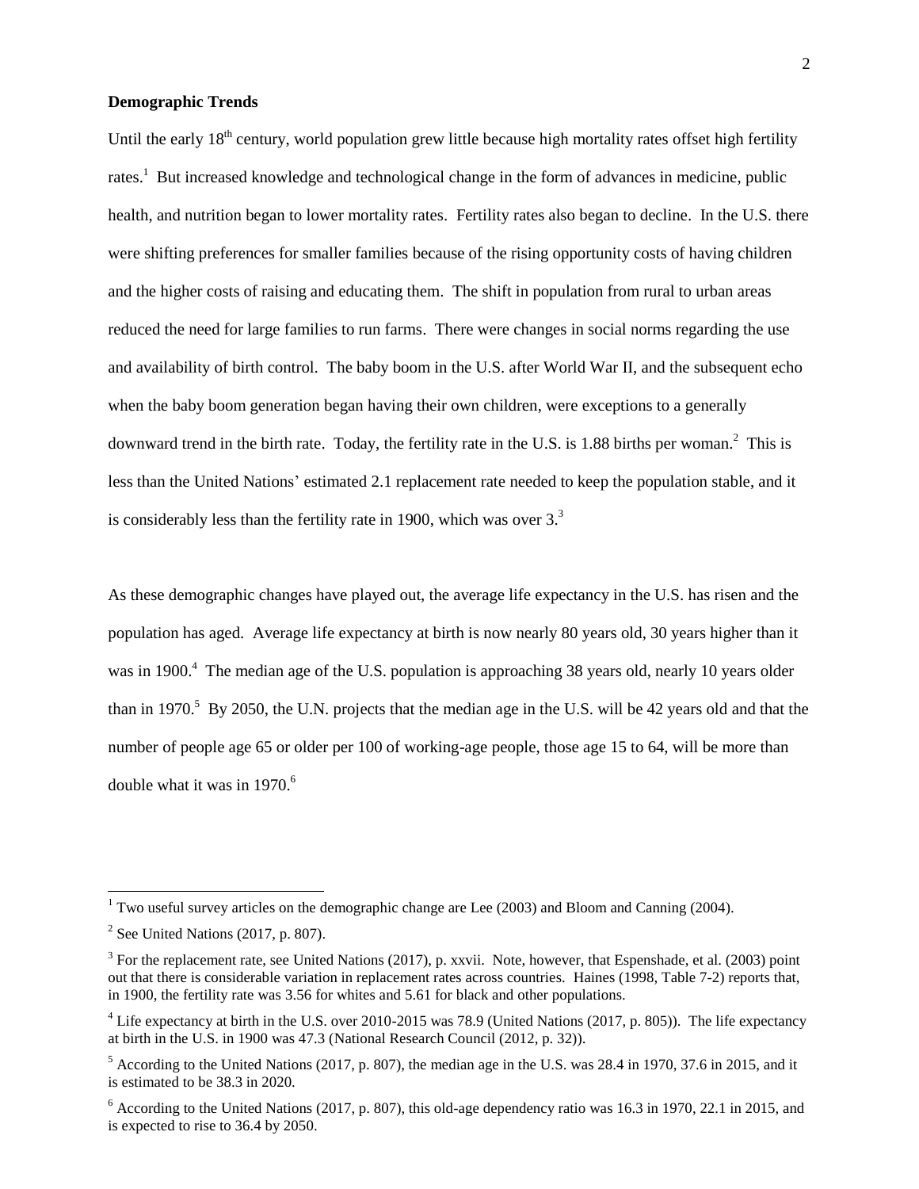**Demographic Trends**

Until the early 18th century, world population grew little because high mortality rates offset high fertility rates.[1] But increased knowledge and technological change in the form of advances in medicine, public health, and nutrition began to lower mortality rates. Fertility rates also began to decline. In the U.S. there were shifting preferences for smaller families because of the rising opportunity costs of having children and the higher costs of raising and educating them. The shift in population from rural to urban areas reduced the need for large families to run farms. There were changes in social norms regarding the use and availability of birth control. The baby boom in the U.S. after World War II, and the subsequent echo when the baby boom generation began having their own children, were exceptions to a generally downward trend in the birth rate. Today, the fertility rate in the U.S. is 1.88 births per woman.[2] This is less than the United Nations' estimated 2.1 replacement rate needed to keep the population stable, and it is considerably less than the fertility rate in 1900, which was over 3.[3]

As these demographic changes have played out, the average life expectancy in the U.S. has risen and the population has aged. Average life expectancy at birth is now nearly 80 years old, 30 years higher than it was in 1900.[4] The median age of the U.S. population is approaching 38 years old, nearly 10 years older than in 1970.[5] By 2050, the U.N. projects that the median age in the U.S. will be 42 years old and that the number of people age 65 or older per 100 of working-age people, those age 15 to 64, will be more than double what it was in 1970.[6]

---

[1] Two useful survey articles on the demographic change are Lee (2003) and Bloom and Canning (2004).

[2] See United Nations (2017, p. 807).

[3] For the replacement rate, see United Nations (2017), p. xxvii. Note, however, that Espenshade, et al. (2003) point out that there is considerable variation in replacement rates across countries. Haines (1998, Table 7-2) reports that, in 1900, the fertility rate was 3.56 for whites and 5.61 for black and other populations.

[4] Life expectancy at birth in the U.S. over 2010-2015 was 78.9 (United Nations (2017, p. 805)). The life expectancy at birth in the U.S. in 1900 was 47.3 (National Research Council (2012, p. 32)).

[5] According to the United Nations (2017, p. 807), the median age in the U.S. was 28.4 in 1970, 37.6 in 2015, and it is estimated to be 38.3 in 2020.

[6] According to the United Nations (2017, p. 807), this old-age dependency ratio was 16.3 in 1970, 22.1 in 2015, and is expected to rise to 36.4 by 2050.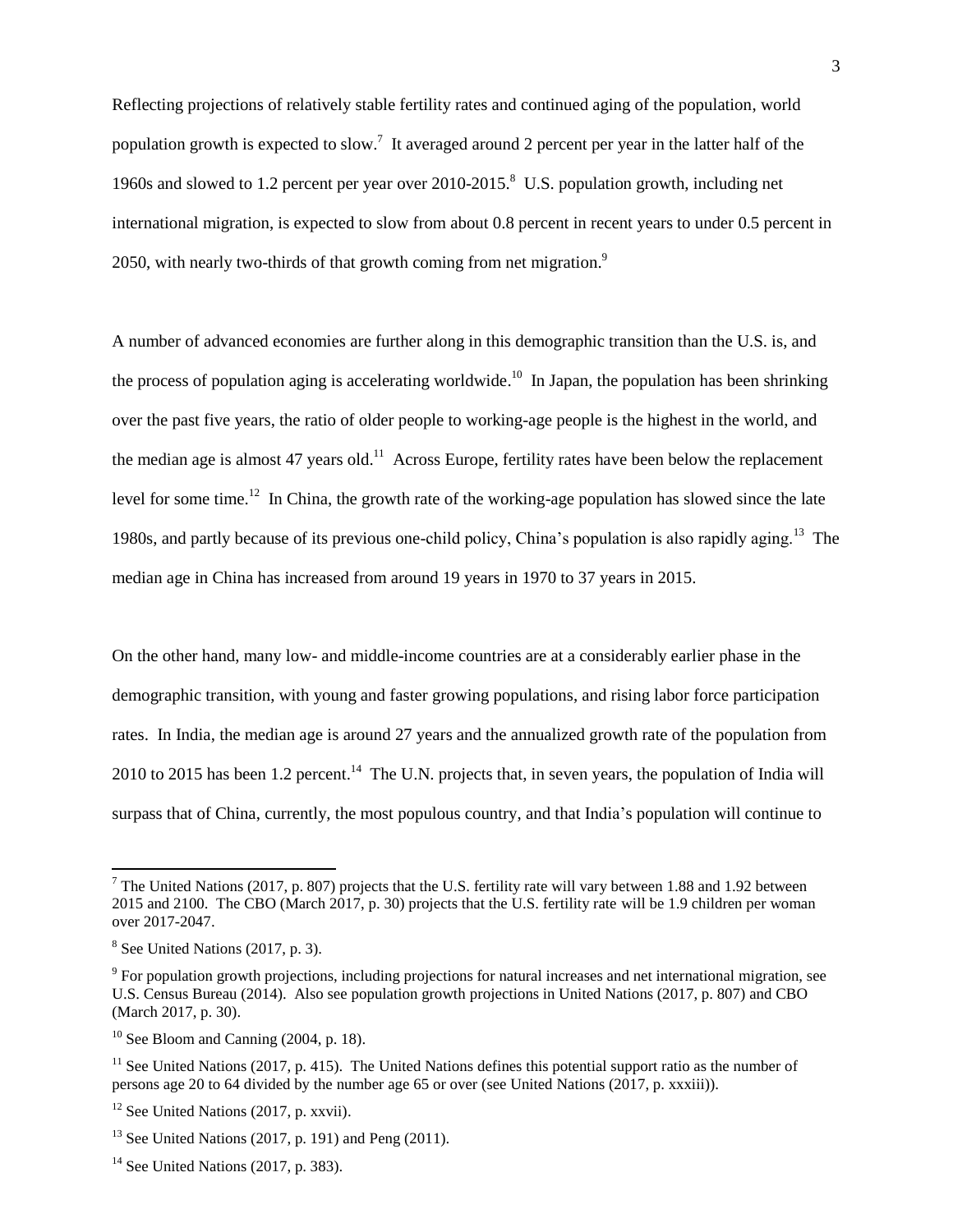Reflecting projections of relatively stable fertility rates and continued aging of the population, world population growth is expected to slow.[7] It averaged around 2 percent per year in the latter half of the 1960s and slowed to 1.2 percent per year over 2010-2015.[8] U.S. population growth, including net international migration, is expected to slow from about 0.8 percent in recent years to under 0.5 percent in 2050, with nearly two-thirds of that growth coming from net migration.[9]

A number of advanced economies are further along in this demographic transition than the U.S. is, and the process of population aging is accelerating worldwide.[10] In Japan, the population has been shrinking over the past five years, the ratio of older people to working-age people is the highest in the world, and the median age is almost 47 years old.[11] Across Europe, fertility rates have been below the replacement level for some time.[12] In China, the growth rate of the working-age population has slowed since the late 1980s, and partly because of its previous one-child policy, China's population is also rapidly aging.[13] The median age in China has increased from around 19 years in 1970 to 37 years in 2015.

On the other hand, many low- and middle-income countries are at a considerably earlier phase in the demographic transition, with young and faster growing populations, and rising labor force participation rates. In India, the median age is around 27 years and the annualized growth rate of the population from 2010 to 2015 has been 1.2 percent.[14] The U.N. projects that, in seven years, the population of India will surpass that of China, currently, the most populous country, and that India's population will continue to

---

[7] The United Nations (2017, p. 807) projects that the U.S. fertility rate will vary between 1.88 and 1.92 between 2015 and 2100. The CBO (March 2017, p. 30) projects that the U.S. fertility rate will be 1.9 children per woman over 2017-2047.

[8] See United Nations (2017, p. 3).

[9] For population growth projections, including projections for natural increases and net international migration, see U.S. Census Bureau (2014). Also see population growth projections in United Nations (2017, p. 807) and CBO (March 2017, p. 30).

[10] See Bloom and Canning (2004, p. 18).

[11] See United Nations (2017, p. 415). The United Nations defines this potential support ratio as the number of persons age 20 to 64 divided by the number age 65 or over (see United Nations (2017, p. xxxiii)).

[12] See United Nations (2017, p. xxvii).

[13] See United Nations (2017, p. 191) and Peng (2011).

[14] See United Nations (2017, p. 383).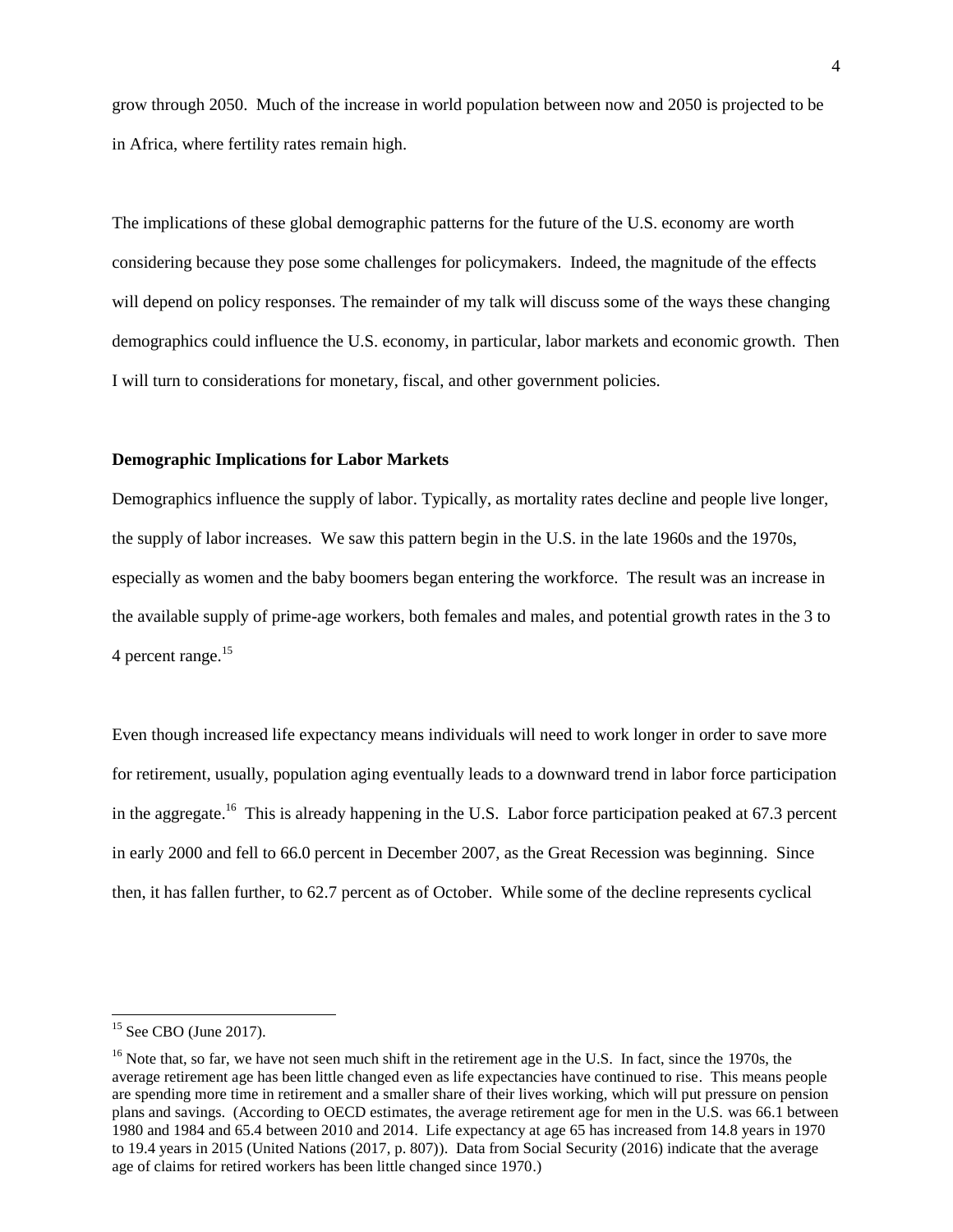grow through 2050. Much of the increase in world population between now and 2050 is projected to be in Africa, where fertility rates remain high.

The implications of these global demographic patterns for the future of the U.S. economy are worth considering because they pose some challenges for policymakers. Indeed, the magnitude of the effects will depend on policy responses. The remainder of my talk will discuss some of the ways these changing demographics could influence the U.S. economy, in particular, labor markets and economic growth. Then I will turn to considerations for monetary, fiscal, and other government policies.

**Demographic Implications for Labor Markets**

Demographics influence the supply of labor. Typically, as mortality rates decline and people live longer, the supply of labor increases. We saw this pattern begin in the U.S. in the late 1960s and the 1970s, especially as women and the baby boomers began entering the workforce. The result was an increase in the available supply of prime-age workers, both females and males, and potential growth rates in the 3 to 4 percent range.[15]

Even though increased life expectancy means individuals will need to work longer in order to save more for retirement, usually, population aging eventually leads to a downward trend in labor force participation in the aggregate.[16] This is already happening in the U.S. Labor force participation peaked at 67.3 percent in early 2000 and fell to 66.0 percent in December 2007, as the Great Recession was beginning. Since then, it has fallen further, to 62.7 percent as of October. While some of the decline represents cyclical

---

[15] See CBO (June 2017).

[16] Note that, so far, we have not seen much shift in the retirement age in the U.S. In fact, since the 1970s, the average retirement age has been little changed even as life expectancies have continued to rise. This means people are spending more time in retirement and a smaller share of their lives working, which will put pressure on pension plans and savings. (According to OECD estimates, the average retirement age for men in the U.S. was 66.1 between 1980 and 1984 and 65.4 between 2010 and 2014. Life expectancy at age 65 has increased from 14.8 years in 1970 to 19.4 years in 2015 (United Nations (2017, p. 807)). Data from Social Security (2016) indicate that the average age of claims for retired workers has been little changed since 1970.)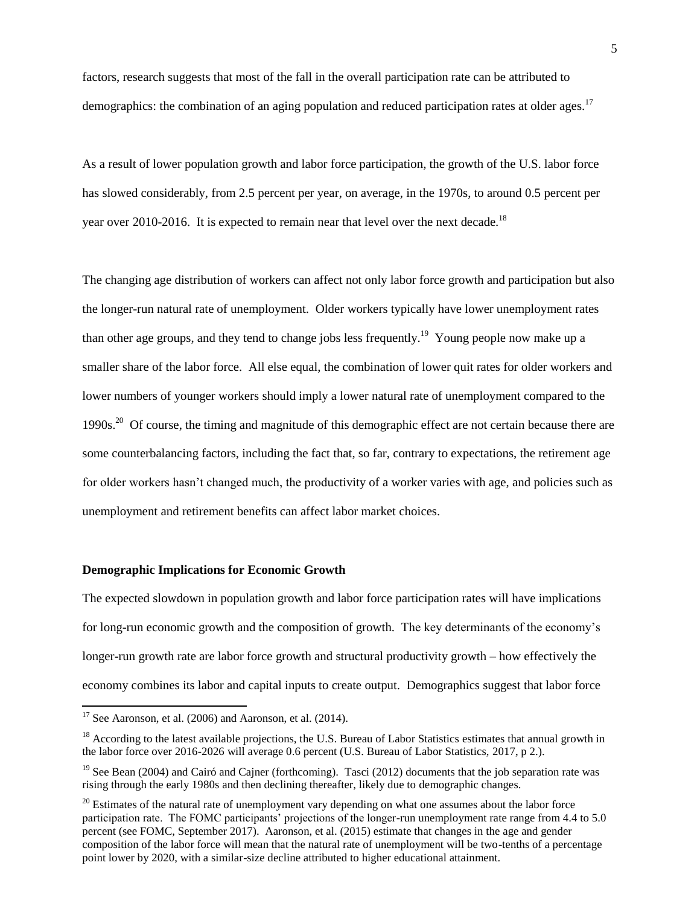factors, research suggests that most of the fall in the overall participation rate can be attributed to demographics: the combination of an aging population and reduced participation rates at older ages.[17]

As a result of lower population growth and labor force participation, the growth of the U.S. labor force has slowed considerably, from 2.5 percent per year, on average, in the 1970s, to around 0.5 percent per year over 2010-2016. It is expected to remain near that level over the next decade.[18]

The changing age distribution of workers can affect not only labor force growth and participation but also the longer-run natural rate of unemployment. Older workers typically have lower unemployment rates than other age groups, and they tend to change jobs less frequently.[19] Young people now make up a smaller share of the labor force. All else equal, the combination of lower quit rates for older workers and lower numbers of younger workers should imply a lower natural rate of unemployment compared to the 1990s.[20] Of course, the timing and magnitude of this demographic effect are not certain because there are some counterbalancing factors, including the fact that, so far, contrary to expectations, the retirement age for older workers hasn't changed much, the productivity of a worker varies with age, and policies such as unemployment and retirement benefits can affect labor market choices.

**Demographic Implications for Economic Growth**

The expected slowdown in population growth and labor force participation rates will have implications for long-run economic growth and the composition of growth. The key determinants of the economy's longer-run growth rate are labor force growth and structural productivity growth – how effectively the economy combines its labor and capital inputs to create output. Demographics suggest that labor force

[17] See Aaronson, et al. (2006) and Aaronson, et al. (2014).

[18] According to the latest available projections, the U.S. Bureau of Labor Statistics estimates that annual growth in the labor force over 2016-2026 will average 0.6 percent (U.S. Bureau of Labor Statistics, 2017, p 2.).

[19] See Bean (2004) and Cairó and Cajner (forthcoming). Tasci (2012) documents that the job separation rate was rising through the early 1980s and then declining thereafter, likely due to demographic changes.

[20] Estimates of the natural rate of unemployment vary depending on what one assumes about the labor force participation rate. The FOMC participants' projections of the longer-run unemployment rate range from 4.4 to 5.0 percent (see FOMC, September 2017). Aaronson, et al. (2015) estimate that changes in the age and gender composition of the labor force will mean that the natural rate of unemployment will be two-tenths of a percentage point lower by 2020, with a similar-size decline attributed to higher educational attainment.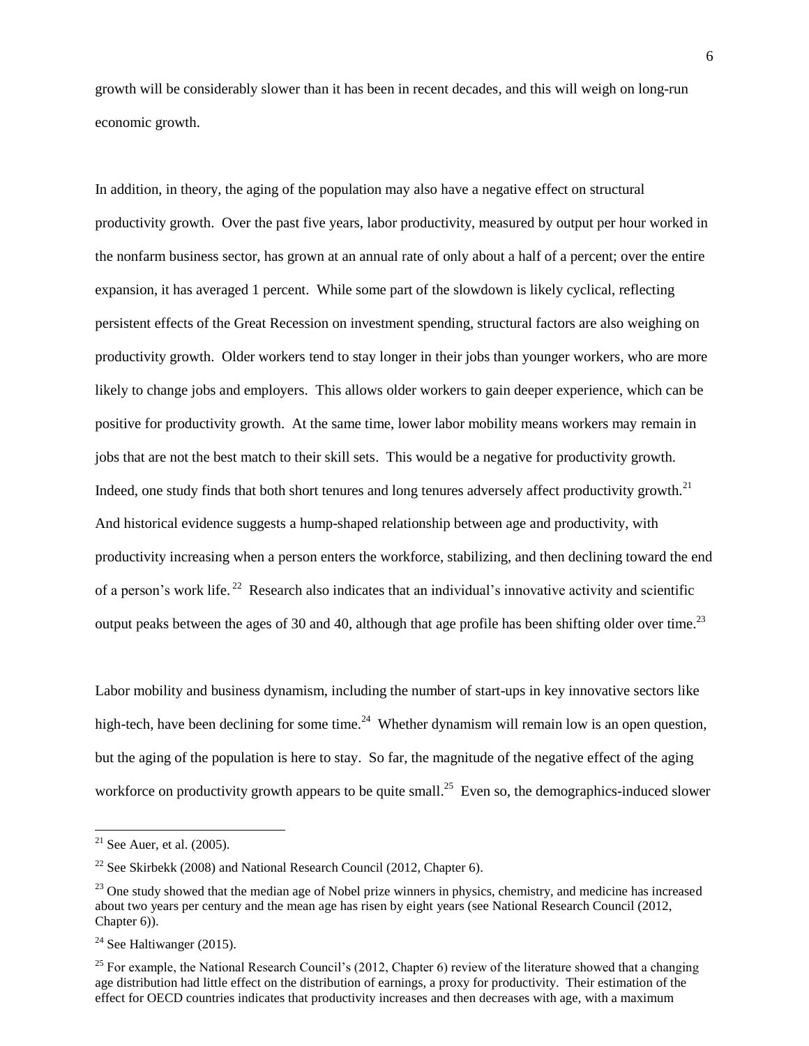growth will be considerably slower than it has been in recent decades, and this will weigh on long-run economic growth.

In addition, in theory, the aging of the population may also have a negative effect on structural productivity growth. Over the past five years, labor productivity, measured by output per hour worked in the nonfarm business sector, has grown at an annual rate of only about a half of a percent; over the entire expansion, it has averaged 1 percent. While some part of the slowdown is likely cyclical, reflecting persistent effects of the Great Recession on investment spending, structural factors are also weighing on productivity growth. Older workers tend to stay longer in their jobs than younger workers, who are more likely to change jobs and employers. This allows older workers to gain deeper experience, which can be positive for productivity growth. At the same time, lower labor mobility means workers may remain in jobs that are not the best match to their skill sets. This would be a negative for productivity growth. Indeed, one study finds that both short tenures and long tenures adversely affect productivity growth.[21] And historical evidence suggests a hump-shaped relationship between age and productivity, with productivity increasing when a person enters the workforce, stabilizing, and then declining toward the end of a person's work life.[22] Research also indicates that an individual's innovative activity and scientific output peaks between the ages of 30 and 40, although that age profile has been shifting older over time.[23]

Labor mobility and business dynamism, including the number of start-ups in key innovative sectors like high-tech, have been declining for some time.[24] Whether dynamism will remain low is an open question, but the aging of the population is here to stay. So far, the magnitude of the negative effect of the aging workforce on productivity growth appears to be quite small.[25] Even so, the demographics-induced slower

---

[21] See Auer, et al. (2005).

[22] See Skirbekk (2008) and National Research Council (2012, Chapter 6).

[23] One study showed that the median age of Nobel prize winners in physics, chemistry, and medicine has increased about two years per century and the mean age has risen by eight years (see National Research Council (2012, Chapter 6)).

[24] See Haltiwanger (2015).

[25] For example, the National Research Council's (2012, Chapter 6) review of the literature showed that a changing age distribution had little effect on the distribution of earnings, a proxy for productivity. Their estimation of the effect for OECD countries indicates that productivity increases and then decreases with age, with a maximum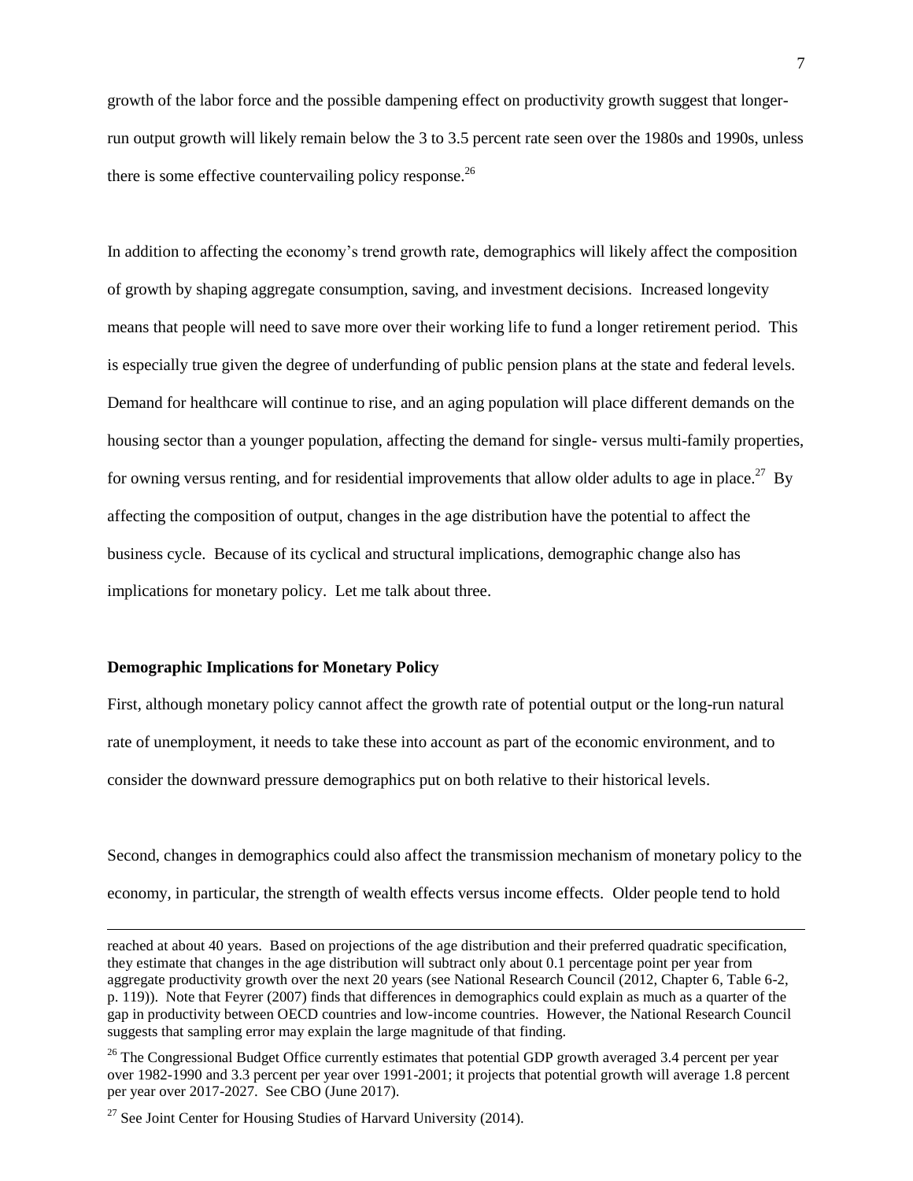growth of the labor force and the possible dampening effect on productivity growth suggest that longer-run output growth will likely remain below the 3 to 3.5 percent rate seen over the 1980s and 1990s, unless there is some effective countervailing policy response.[26]

In addition to affecting the economy's trend growth rate, demographics will likely affect the composition of growth by shaping aggregate consumption, saving, and investment decisions. Increased longevity means that people will need to save more over their working life to fund a longer retirement period. This is especially true given the degree of underfunding of public pension plans at the state and federal levels. Demand for healthcare will continue to rise, and an aging population will place different demands on the housing sector than a younger population, affecting the demand for single- versus multi-family properties, for owning versus renting, and for residential improvements that allow older adults to age in place.[27] By affecting the composition of output, changes in the age distribution have the potential to affect the business cycle. Because of its cyclical and structural implications, demographic change also has implications for monetary policy. Let me talk about three.

**Demographic Implications for Monetary Policy**

First, although monetary policy cannot affect the growth rate of potential output or the long-run natural rate of unemployment, it needs to take these into account as part of the economic environment, and to consider the downward pressure demographics put on both relative to their historical levels.

Second, changes in demographics could also affect the transmission mechanism of monetary policy to the economy, in particular, the strength of wealth effects versus income effects. Older people tend to hold

---

reached at about 40 years. Based on projections of the age distribution and their preferred quadratic specification, they estimate that changes in the age distribution will subtract only about 0.1 percentage point per year from aggregate productivity growth over the next 20 years (see National Research Council (2012, Chapter 6, Table 6-2, p. 119)). Note that Feyrer (2007) finds that differences in demographics could explain as much as a quarter of the gap in productivity between OECD countries and low-income countries. However, the National Research Council suggests that sampling error may explain the large magnitude of that finding.

[26] The Congressional Budget Office currently estimates that potential GDP growth averaged 3.4 percent per year over 1982-1990 and 3.3 percent per year over 1991-2001; it projects that potential growth will average 1.8 percent per year over 2017-2027. See CBO (June 2017).

[27] See Joint Center for Housing Studies of Harvard University (2014).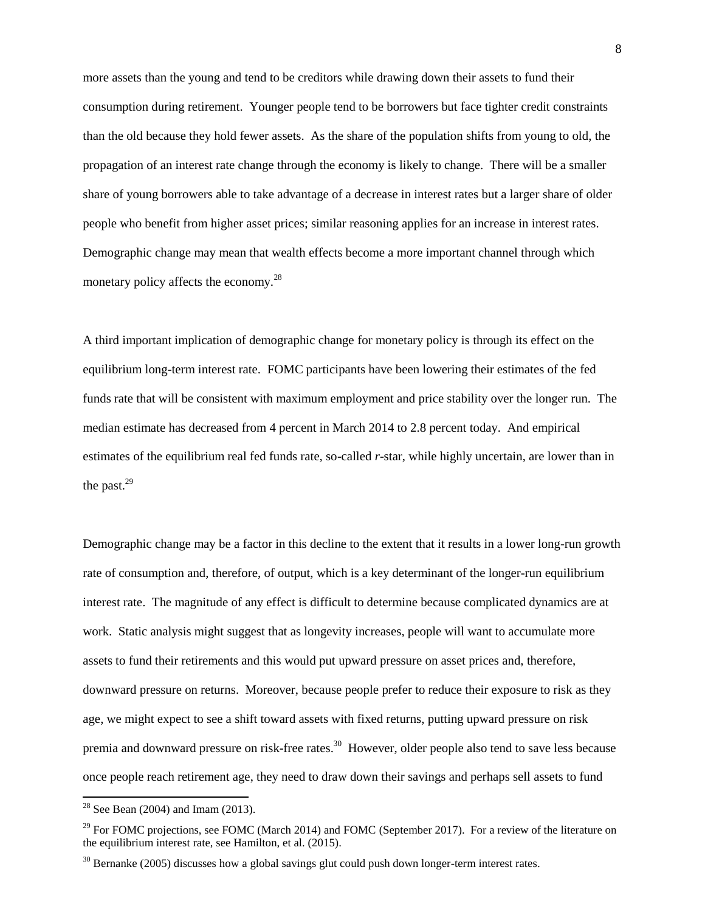more assets than the young and tend to be creditors while drawing down their assets to fund their consumption during retirement. Younger people tend to be borrowers but face tighter credit constraints than the old because they hold fewer assets. As the share of the population shifts from young to old, the propagation of an interest rate change through the economy is likely to change. There will be a smaller share of young borrowers able to take advantage of a decrease in interest rates but a larger share of older people who benefit from higher asset prices; similar reasoning applies for an increase in interest rates. Demographic change may mean that wealth effects become a more important channel through which monetary policy affects the economy.[28]

A third important implication of demographic change for monetary policy is through its effect on the equilibrium long-term interest rate. FOMC participants have been lowering their estimates of the fed funds rate that will be consistent with maximum employment and price stability over the longer run. The median estimate has decreased from 4 percent in March 2014 to 2.8 percent today. And empirical estimates of the equilibrium real fed funds rate, so-called *r*-star, while highly uncertain, are lower than in the past.[29]

Demographic change may be a factor in this decline to the extent that it results in a lower long-run growth rate of consumption and, therefore, of output, which is a key determinant of the longer-run equilibrium interest rate. The magnitude of any effect is difficult to determine because complicated dynamics are at work. Static analysis might suggest that as longevity increases, people will want to accumulate more assets to fund their retirements and this would put upward pressure on asset prices and, therefore, downward pressure on returns. Moreover, because people prefer to reduce their exposure to risk as they age, we might expect to see a shift toward assets with fixed returns, putting upward pressure on risk premia and downward pressure on risk-free rates.[30] However, older people also tend to save less because once people reach retirement age, they need to draw down their savings and perhaps sell assets to fund

[28] See Bean (2004) and Imam (2013).

[29] For FOMC projections, see FOMC (March 2014) and FOMC (September 2017). For a review of the literature on the equilibrium interest rate, see Hamilton, et al. (2015).

[30] Bernanke (2005) discusses how a global savings glut could push down longer-term interest rates.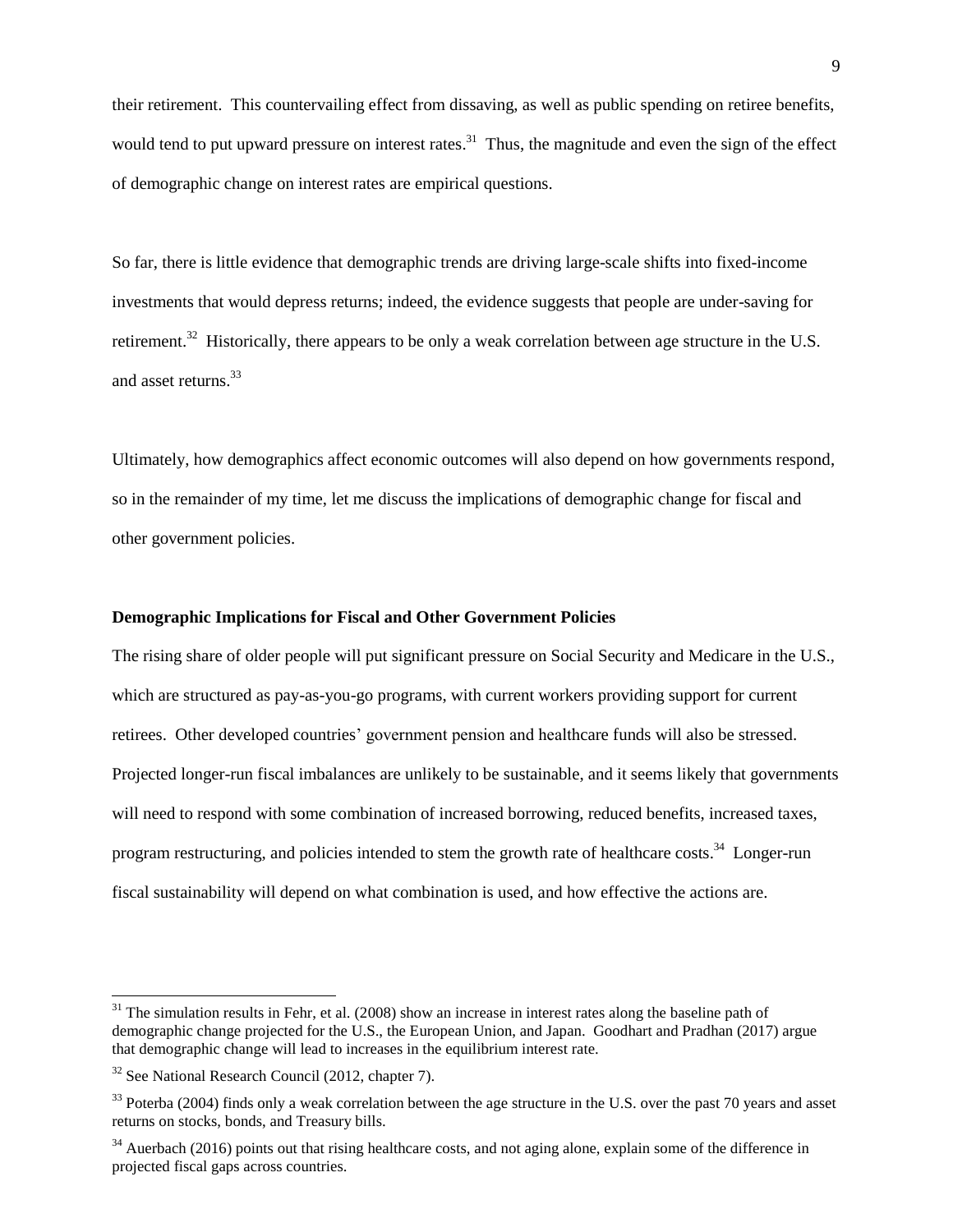their retirement. This countervailing effect from dissaving, as well as public spending on retiree benefits, would tend to put upward pressure on interest rates.[31] Thus, the magnitude and even the sign of the effect of demographic change on interest rates are empirical questions.

So far, there is little evidence that demographic trends are driving large-scale shifts into fixed-income investments that would depress returns; indeed, the evidence suggests that people are under-saving for retirement.[32] Historically, there appears to be only a weak correlation between age structure in the U.S. and asset returns.[33]

Ultimately, how demographics affect economic outcomes will also depend on how governments respond, so in the remainder of my time, let me discuss the implications of demographic change for fiscal and other government policies.

**Demographic Implications for Fiscal and Other Government Policies**

The rising share of older people will put significant pressure on Social Security and Medicare in the U.S., which are structured as pay-as-you-go programs, with current workers providing support for current retirees. Other developed countries' government pension and healthcare funds will also be stressed. Projected longer-run fiscal imbalances are unlikely to be sustainable, and it seems likely that governments will need to respond with some combination of increased borrowing, reduced benefits, increased taxes, program restructuring, and policies intended to stem the growth rate of healthcare costs.[34] Longer-run fiscal sustainability will depend on what combination is used, and how effective the actions are.

---

[31] The simulation results in Fehr, et al. (2008) show an increase in interest rates along the baseline path of demographic change projected for the U.S., the European Union, and Japan. Goodhart and Pradhan (2017) argue that demographic change will lead to increases in the equilibrium interest rate.

[32] See National Research Council (2012, chapter 7).

[33] Poterba (2004) finds only a weak correlation between the age structure in the U.S. over the past 70 years and asset returns on stocks, bonds, and Treasury bills.

[34] Auerbach (2016) points out that rising healthcare costs, and not aging alone, explain some of the difference in projected fiscal gaps across countries.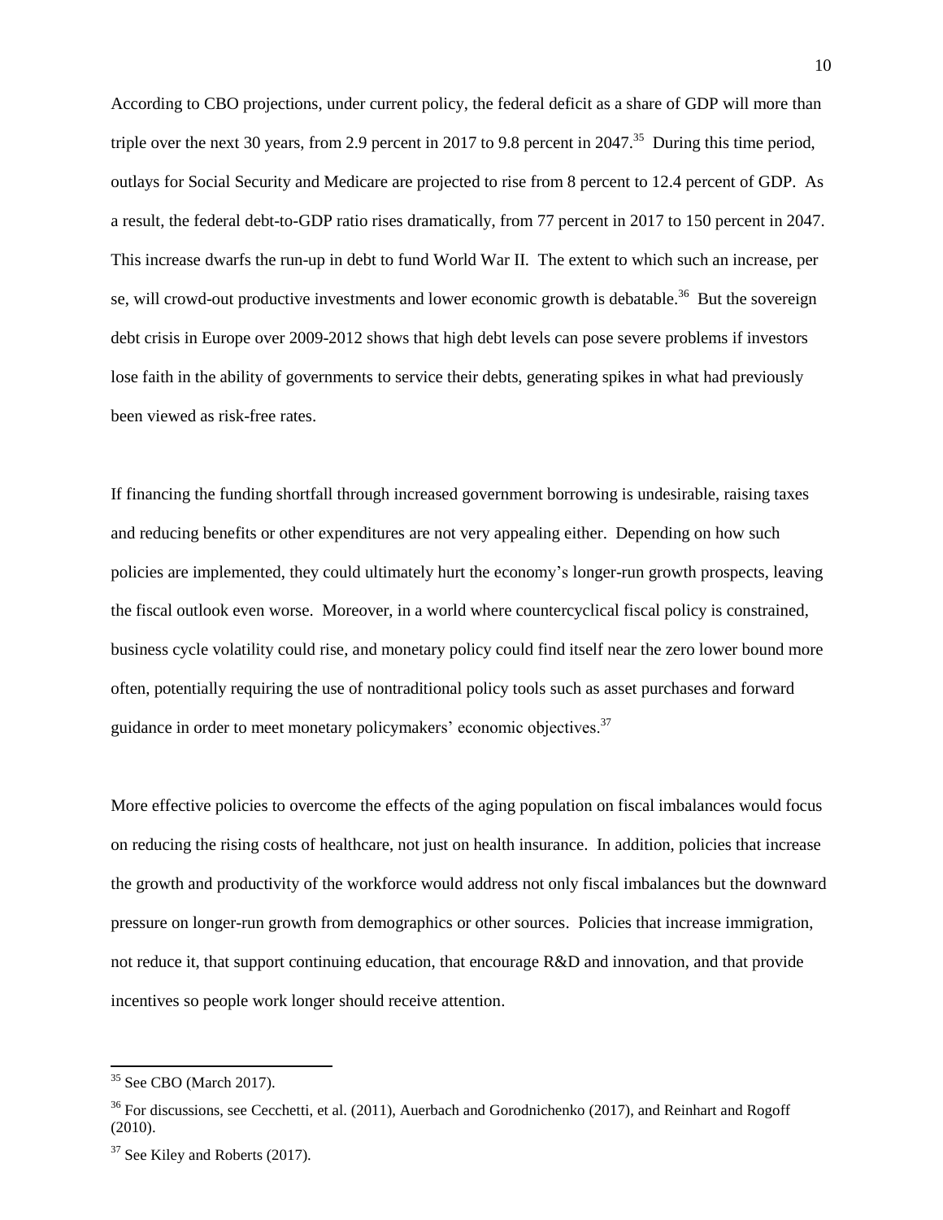According to CBO projections, under current policy, the federal deficit as a share of GDP will more than triple over the next 30 years, from 2.9 percent in 2017 to 9.8 percent in 2047.[35] During this time period, outlays for Social Security and Medicare are projected to rise from 8 percent to 12.4 percent of GDP. As a result, the federal debt-to-GDP ratio rises dramatically, from 77 percent in 2017 to 150 percent in 2047. This increase dwarfs the run-up in debt to fund World War II. The extent to which such an increase, per se, will crowd-out productive investments and lower economic growth is debatable.[36] But the sovereign debt crisis in Europe over 2009-2012 shows that high debt levels can pose severe problems if investors lose faith in the ability of governments to service their debts, generating spikes in what had previously been viewed as risk-free rates.

If financing the funding shortfall through increased government borrowing is undesirable, raising taxes and reducing benefits or other expenditures are not very appealing either. Depending on how such policies are implemented, they could ultimately hurt the economy's longer-run growth prospects, leaving the fiscal outlook even worse. Moreover, in a world where countercyclical fiscal policy is constrained, business cycle volatility could rise, and monetary policy could find itself near the zero lower bound more often, potentially requiring the use of nontraditional policy tools such as asset purchases and forward guidance in order to meet monetary policymakers' economic objectives.[37]

More effective policies to overcome the effects of the aging population on fiscal imbalances would focus on reducing the rising costs of healthcare, not just on health insurance. In addition, policies that increase the growth and productivity of the workforce would address not only fiscal imbalances but the downward pressure on longer-run growth from demographics or other sources. Policies that increase immigration, not reduce it, that support continuing education, that encourage R&D and innovation, and that provide incentives so people work longer should receive attention.

---

[35] See CBO (March 2017).

[36] For discussions, see Cecchetti, et al. (2011), Auerbach and Gorodnichenko (2017), and Reinhart and Rogoff (2010).

[37] See Kiley and Roberts (2017).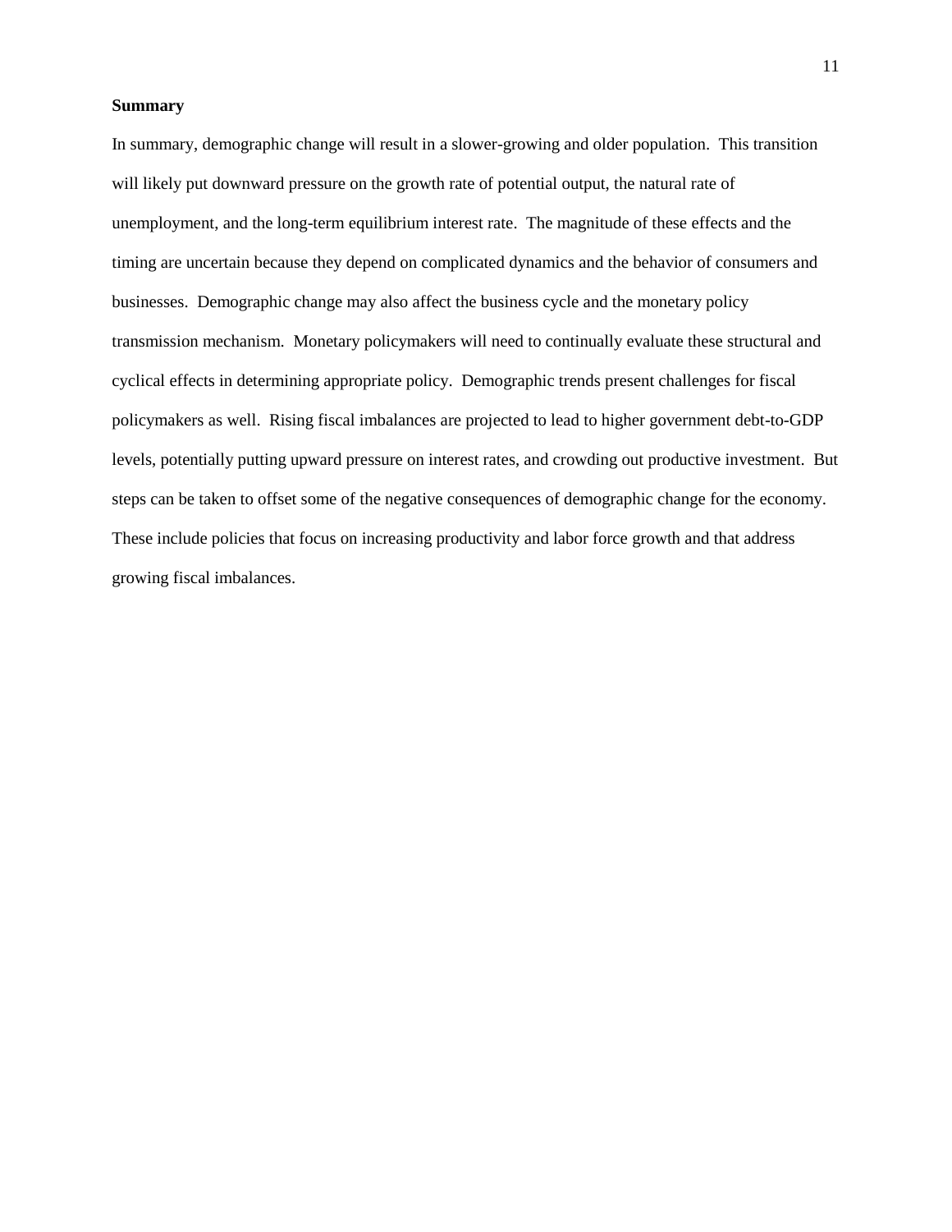**Summary**

In summary, demographic change will result in a slower-growing and older population. This transition will likely put downward pressure on the growth rate of potential output, the natural rate of unemployment, and the long-term equilibrium interest rate. The magnitude of these effects and the timing are uncertain because they depend on complicated dynamics and the behavior of consumers and businesses. Demographic change may also affect the business cycle and the monetary policy transmission mechanism. Monetary policymakers will need to continually evaluate these structural and cyclical effects in determining appropriate policy. Demographic trends present challenges for fiscal policymakers as well. Rising fiscal imbalances are projected to lead to higher government debt-to-GDP levels, potentially putting upward pressure on interest rates, and crowding out productive investment. But steps can be taken to offset some of the negative consequences of demographic change for the economy. These include policies that focus on increasing productivity and labor force growth and that address growing fiscal imbalances.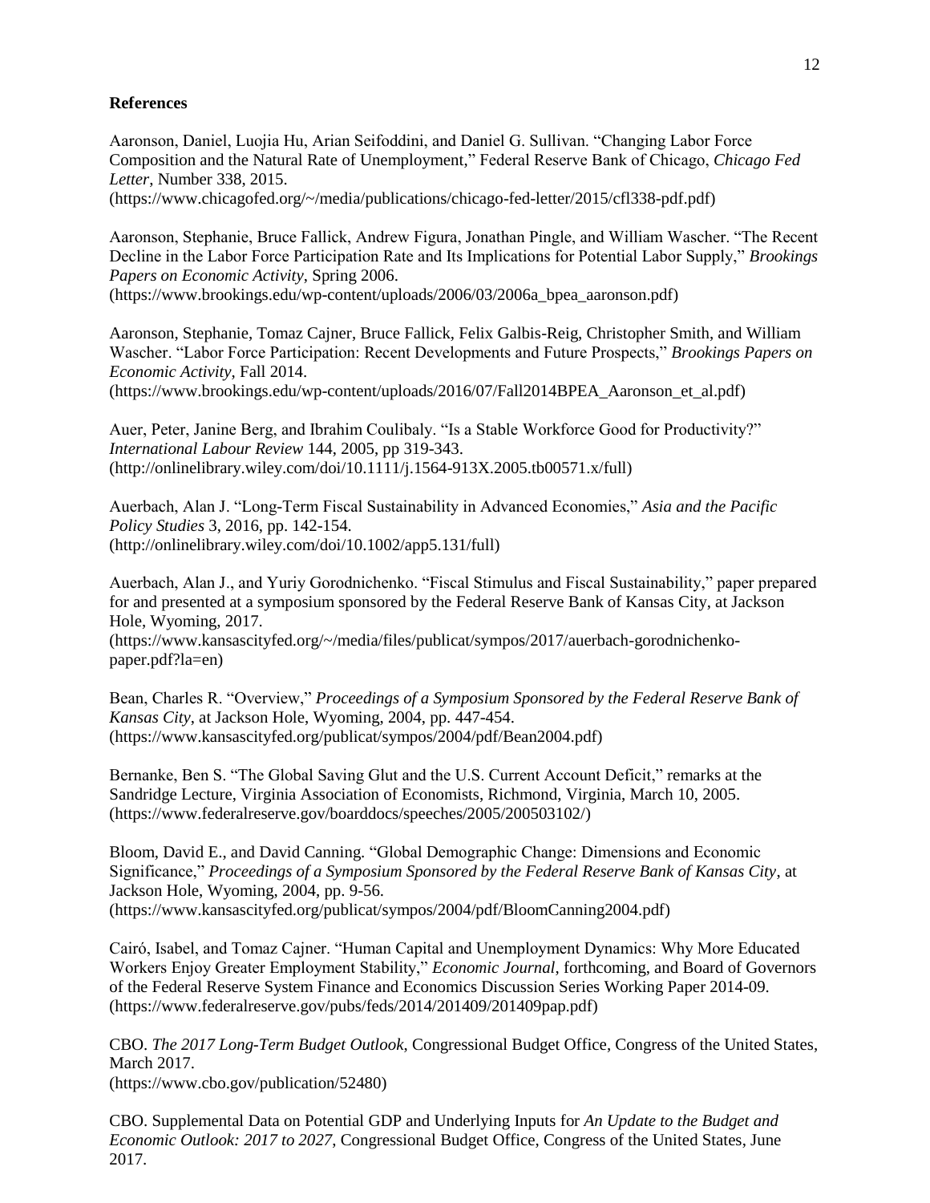## References

Aaronson, Daniel, Luojia Hu, Arian Seifoddini, and Daniel G. Sullivan. "Changing Labor Force Composition and the Natural Rate of Unemployment," Federal Reserve Bank of Chicago, *Chicago Fed Letter*, Number 338, 2015.
(https://www.chicagofed.org/~/media/publications/chicago-fed-letter/2015/cfl338-pdf.pdf)

Aaronson, Stephanie, Bruce Fallick, Andrew Figura, Jonathan Pingle, and William Wascher. "The Recent Decline in the Labor Force Participation Rate and Its Implications for Potential Labor Supply," *Brookings Papers on Economic Activity*, Spring 2006.
(https://www.brookings.edu/wp-content/uploads/2006/03/2006a_bpea_aaronson.pdf)

Aaronson, Stephanie, Tomaz Cajner, Bruce Fallick, Felix Galbis-Reig, Christopher Smith, and William Wascher. "Labor Force Participation: Recent Developments and Future Prospects," *Brookings Papers on Economic Activity*, Fall 2014.
(https://www.brookings.edu/wp-content/uploads/2016/07/Fall2014BPEA_Aaronson_et_al.pdf)

Auer, Peter, Janine Berg, and Ibrahim Coulibaly. "Is a Stable Workforce Good for Productivity?" *International Labour Review* 144, 2005, pp 319-343.
(http://onlinelibrary.wiley.com/doi/10.1111/j.1564-913X.2005.tb00571.x/full)

Auerbach, Alan J. "Long-Term Fiscal Sustainability in Advanced Economies," *Asia and the Pacific Policy Studies* 3, 2016, pp. 142-154.
(http://onlinelibrary.wiley.com/doi/10.1002/app5.131/full)

Auerbach, Alan J., and Yuriy Gorodnichenko. "Fiscal Stimulus and Fiscal Sustainability," paper prepared for and presented at a symposium sponsored by the Federal Reserve Bank of Kansas City, at Jackson Hole, Wyoming, 2017.
(https://www.kansascityfed.org/~/media/files/publicat/sympos/2017/auerbach-gorodnichenko-paper.pdf?la=en)

Bean, Charles R. "Overview," *Proceedings of a Symposium Sponsored by the Federal Reserve Bank of Kansas City*, at Jackson Hole, Wyoming, 2004, pp. 447-454.
(https://www.kansascityfed.org/publicat/sympos/2004/pdf/Bean2004.pdf)

Bernanke, Ben S. "The Global Saving Glut and the U.S. Current Account Deficit," remarks at the Sandridge Lecture, Virginia Association of Economists, Richmond, Virginia, March 10, 2005.
(https://www.federalreserve.gov/boarddocs/speeches/2005/200503102/)

Bloom, David E., and David Canning. "Global Demographic Change: Dimensions and Economic Significance," *Proceedings of a Symposium Sponsored by the Federal Reserve Bank of Kansas City*, at Jackson Hole, Wyoming, 2004, pp. 9-56.
(https://www.kansascityfed.org/publicat/sympos/2004/pdf/BloomCanning2004.pdf)

Cairó, Isabel, and Tomaz Cajner. "Human Capital and Unemployment Dynamics: Why More Educated Workers Enjoy Greater Employment Stability," *Economic Journal*, forthcoming, and Board of Governors of the Federal Reserve System Finance and Economics Discussion Series Working Paper 2014-09.
(https://www.federalreserve.gov/pubs/feds/2014/201409/201409pap.pdf)

CBO. *The 2017 Long-Term Budget Outlook*, Congressional Budget Office, Congress of the United States, March 2017.
(https://www.cbo.gov/publication/52480)

CBO. Supplemental Data on Potential GDP and Underlying Inputs for *An Update to the Budget and Economic Outlook: 2017 to 2027*, Congressional Budget Office, Congress of the United States, June 2017.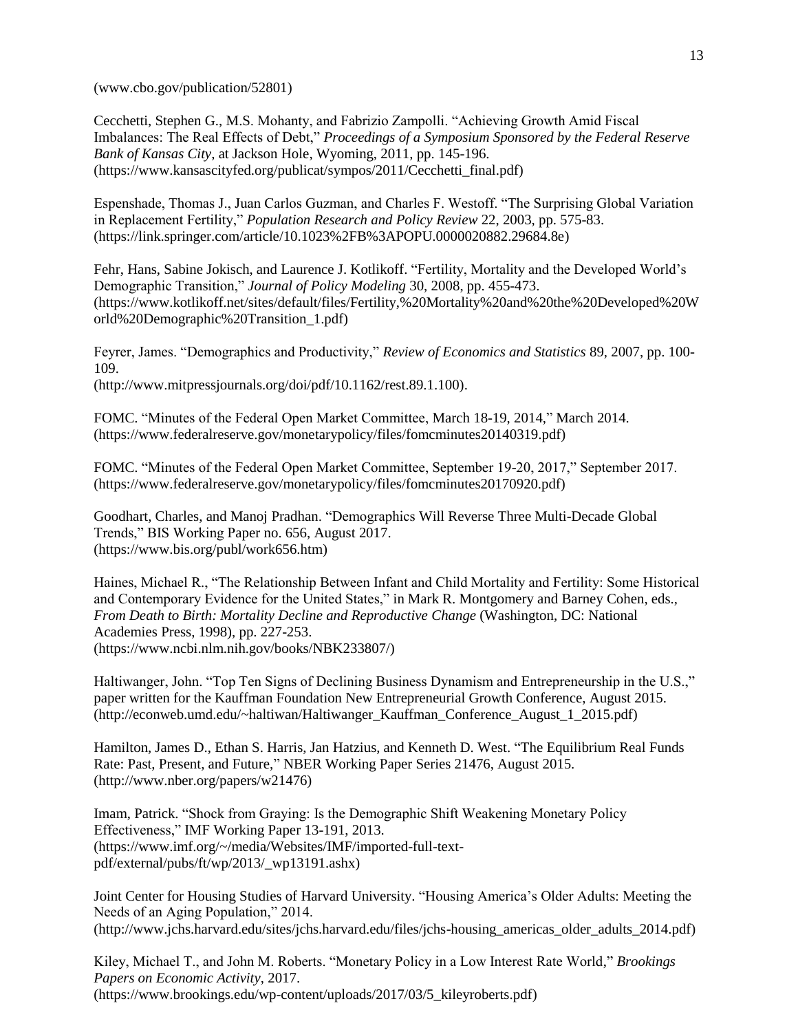(www.cbo.gov/publication/52801)

Cecchetti, Stephen G., M.S. Mohanty, and Fabrizio Zampolli. "Achieving Growth Amid Fiscal Imbalances: The Real Effects of Debt," *Proceedings of a Symposium Sponsored by the Federal Reserve Bank of Kansas City*, at Jackson Hole, Wyoming, 2011, pp. 145-196. (https://www.kansascityfed.org/publicat/sympos/2011/Cecchetti_final.pdf)

Espenshade, Thomas J., Juan Carlos Guzman, and Charles F. Westoff. "The Surprising Global Variation in Replacement Fertility," *Population Research and Policy Review* 22, 2003, pp. 575-83. (https://link.springer.com/article/10.1023%2FB%3APOPU.0000020882.29684.8e)

Fehr, Hans, Sabine Jokisch, and Laurence J. Kotlikoff. "Fertility, Mortality and the Developed World's Demographic Transition," *Journal of Policy Modeling* 30, 2008, pp. 455-473. (https://www.kotlikoff.net/sites/default/files/Fertility,%20Mortality%20and%20the%20Developed%20World%20Demographic%20Transition_1.pdf)

Feyrer, James. "Demographics and Productivity," *Review of Economics and Statistics* 89, 2007, pp. 100-109.
(http://www.mitpressjournals.org/doi/pdf/10.1162/rest.89.1.100).

FOMC. "Minutes of the Federal Open Market Committee, March 18-19, 2014," March 2014. (https://www.federalreserve.gov/monetarypolicy/files/fomcminutes20140319.pdf)

FOMC. "Minutes of the Federal Open Market Committee, September 19-20, 2017," September 2017. (https://www.federalreserve.gov/monetarypolicy/files/fomcminutes20170920.pdf)

Goodhart, Charles, and Manoj Pradhan. "Demographics Will Reverse Three Multi-Decade Global Trends," BIS Working Paper no. 656, August 2017.
(https://www.bis.org/publ/work656.htm)

Haines, Michael R., "The Relationship Between Infant and Child Mortality and Fertility: Some Historical and Contemporary Evidence for the United States," in Mark R. Montgomery and Barney Cohen, eds., *From Death to Birth: Mortality Decline and Reproductive Change* (Washington, DC: National Academies Press, 1998), pp. 227-253.
(https://www.ncbi.nlm.nih.gov/books/NBK233807/)

Haltiwanger, John. "Top Ten Signs of Declining Business Dynamism and Entrepreneurship in the U.S.," paper written for the Kauffman Foundation New Entrepreneurial Growth Conference, August 2015. (http://econweb.umd.edu/~haltiwan/Haltiwanger_Kauffman_Conference_August_1_2015.pdf)

Hamilton, James D., Ethan S. Harris, Jan Hatzius, and Kenneth D. West. "The Equilibrium Real Funds Rate: Past, Present, and Future," NBER Working Paper Series 21476, August 2015. (http://www.nber.org/papers/w21476)

Imam, Patrick. "Shock from Graying: Is the Demographic Shift Weakening Monetary Policy Effectiveness," IMF Working Paper 13-191, 2013.
(https://www.imf.org/~/media/Websites/IMF/imported-full-text-pdf/external/pubs/ft/wp/2013/_wp13191.ashx)

Joint Center for Housing Studies of Harvard University. "Housing America's Older Adults: Meeting the Needs of an Aging Population," 2014.
(http://www.jchs.harvard.edu/sites/jchs.harvard.edu/files/jchs-housing_americas_older_adults_2014.pdf)

Kiley, Michael T., and John M. Roberts. "Monetary Policy in a Low Interest Rate World," *Brookings Papers on Economic Activity*, 2017.
(https://www.brookings.edu/wp-content/uploads/2017/03/5_kileyroberts.pdf)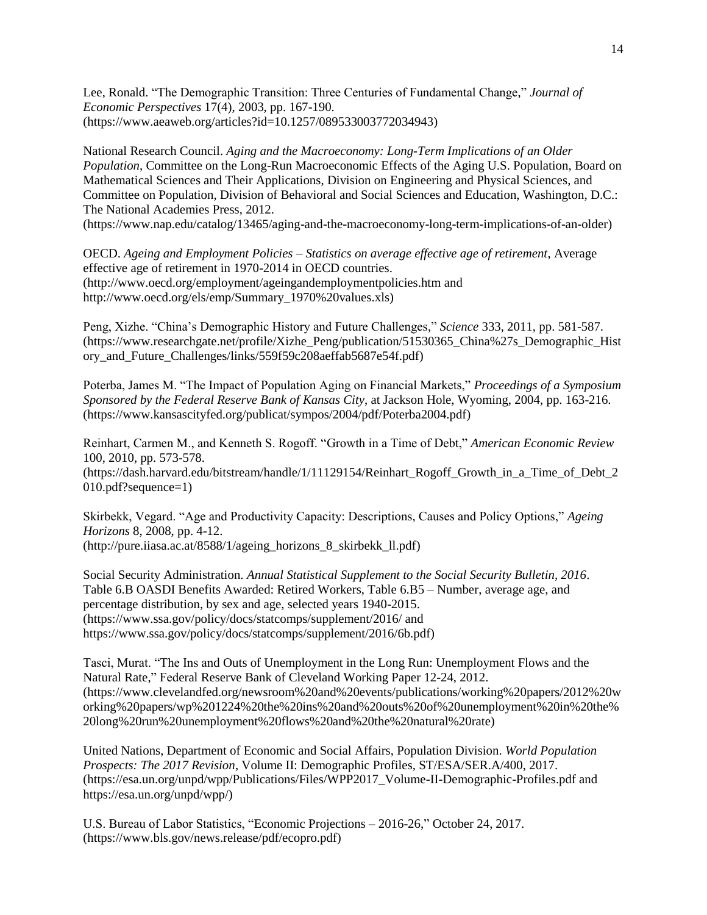Lee, Ronald. "The Demographic Transition: Three Centuries of Fundamental Change," *Journal of Economic Perspectives* 17(4), 2003, pp. 167-190. (https://www.aeaweb.org/articles?id=10.1257/089533003772034943)

National Research Council. *Aging and the Macroeconomy: Long-Term Implications of an Older Population*, Committee on the Long-Run Macroeconomic Effects of the Aging U.S. Population, Board on Mathematical Sciences and Their Applications, Division on Engineering and Physical Sciences, and Committee on Population, Division of Behavioral and Social Sciences and Education, Washington, D.C.: The National Academies Press, 2012. (https://www.nap.edu/catalog/13465/aging-and-the-macroeconomy-long-term-implications-of-an-older)

OECD. *Ageing and Employment Policies – Statistics on average effective age of retirement*, Average effective age of retirement in 1970-2014 in OECD countries. (http://www.oecd.org/employment/ageingandemploymentpolicies.htm and http://www.oecd.org/els/emp/Summary_1970%20values.xls)

Peng, Xizhe. "China's Demographic History and Future Challenges," *Science* 333, 2011, pp. 581-587. (https://www.researchgate.net/profile/Xizhe_Peng/publication/51530365_China%27s_Demographic_History_and_Future_Challenges/links/559f59c208aeffab5687e54f.pdf)

Poterba, James M. "The Impact of Population Aging on Financial Markets," *Proceedings of a Symposium Sponsored by the Federal Reserve Bank of Kansas City*, at Jackson Hole, Wyoming, 2004, pp. 163-216. (https://www.kansascityfed.org/publicat/sympos/2004/pdf/Poterba2004.pdf)

Reinhart, Carmen M., and Kenneth S. Rogoff. "Growth in a Time of Debt," *American Economic Review* 100, 2010, pp. 573-578. (https://dash.harvard.edu/bitstream/handle/1/11129154/Reinhart_Rogoff_Growth_in_a_Time_of_Debt_2010.pdf?sequence=1)

Skirbekk, Vegard. "Age and Productivity Capacity: Descriptions, Causes and Policy Options," *Ageing Horizons* 8, 2008, pp. 4-12. (http://pure.iiasa.ac.at/8588/1/ageing_horizons_8_skirbekk_ll.pdf)

Social Security Administration. *Annual Statistical Supplement to the Social Security Bulletin, 2016*. Table 6.B OASDI Benefits Awarded: Retired Workers, Table 6.B5 – Number, average age, and percentage distribution, by sex and age, selected years 1940-2015. (https://www.ssa.gov/policy/docs/statcomps/supplement/2016/ and https://www.ssa.gov/policy/docs/statcomps/supplement/2016/6b.pdf)

Tasci, Murat. "The Ins and Outs of Unemployment in the Long Run: Unemployment Flows and the Natural Rate," Federal Reserve Bank of Cleveland Working Paper 12-24, 2012. (https://www.clevelandfed.org/newsroom%20and%20events/publications/working%20papers/2012%20working%20papers/wp%201224%20the%20ins%20and%20outs%20of%20unemployment%20in%20the%20long%20run%20unemployment%20flows%20and%20the%20natural%20rate)

United Nations, Department of Economic and Social Affairs, Population Division. *World Population Prospects: The 2017 Revision*, Volume II: Demographic Profiles, ST/ESA/SER.A/400, 2017. (https://esa.un.org/unpd/wpp/Publications/Files/WPP2017_Volume-II-Demographic-Profiles.pdf and https://esa.un.org/unpd/wpp/)

U.S. Bureau of Labor Statistics, "Economic Projections – 2016-26," October 24, 2017. (https://www.bls.gov/news.release/pdf/ecopro.pdf)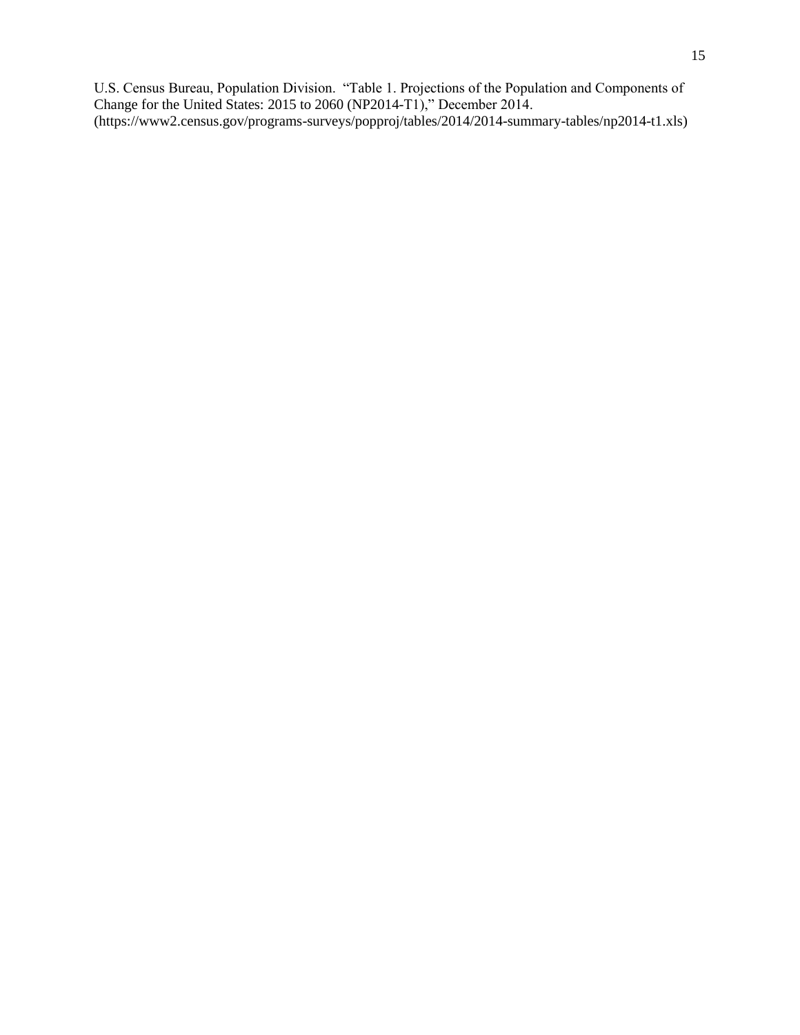U.S. Census Bureau, Population Division. "Table 1. Projections of the Population and Components of Change for the United States: 2015 to 2060 (NP2014-T1)," December 2014. (https://www2.census.gov/programs-surveys/popproj/tables/2014/2014-summary-tables/np2014-t1.xls)